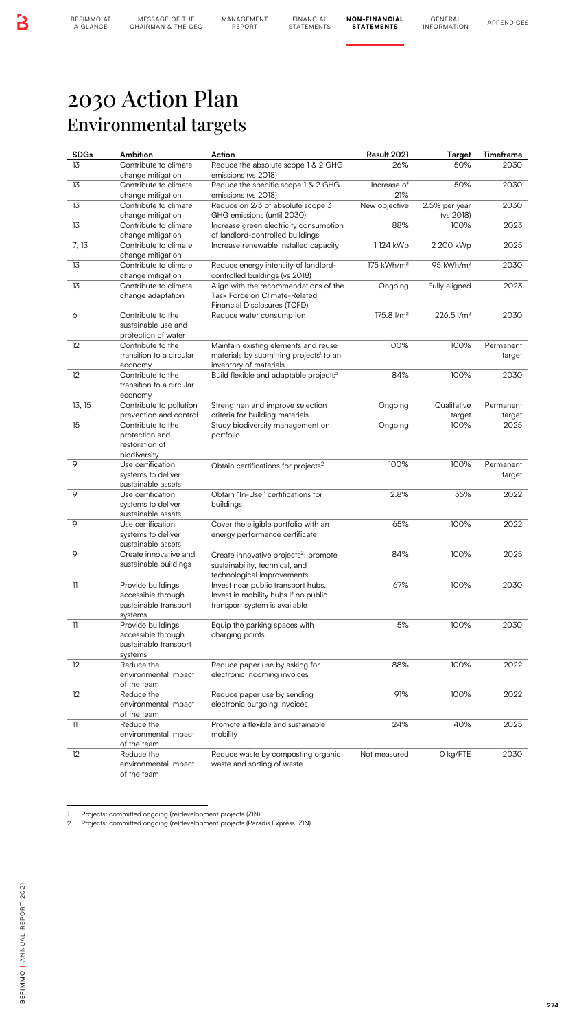# 2030 Action Plan
## Environmental targets

| SDGs | Ambition | Action | Result 2021 | Target | Timeframe |
|---|---|---|---|---|---|
| 13 | Contribute to climate change mitigation | Reduce the absolute scope 1 & 2 GHG emissions (vs 2018) | 26% | 50% | 2030 |
| 13 | Contribute to climate change mitigation | Reduce the specific scope 1 & 2 GHG emissions (vs 2018) | Increase of 21% | 50% | 2030 |
| 13 | Contribute to climate change mitigation | Reduce on 2/3 of absolute scope 3 GHG emissions (until 2030) | New objective | 2.5% per year (vs 2018) | 2030 |
| 13 | Contribute to climate change mitigation | Increase green electricity consumption of landlord-controlled buildings | 88% | 100% | 2023 |
| 7, 13 | Contribute to climate change mitigation | Increase renewable installed capacity | 1 124 kWp | 2 200 kWp | 2025 |
| 13 | Contribute to climate change mitigation | Reduce energy intensity of landlord-controlled buildings (vs 2018) | 175 kWh/m² | 95 kWh/m² | 2030 |
| 13 | Contribute to climate change adaptation | Align with the recommendations of the Task Force on Climate-Related Financial Disclosures (TCFD) | Ongoing | Fully aligned | 2023 |
| 6 | Contribute to the sustainable use and protection of water | Reduce water consumption | 175.8 l/m² | 226.5 l/m² | 2030 |
| 12 | Contribute to the transition to a circular economy | Maintain existing elements and reuse materials by submitting projects[1] to an inventory of materials | 100% | 100% | Permanent target |
| 12 | Contribute to the transition to a circular economy | Build flexible and adaptable projects[2] | 84% | 100% | 2030 |
| 13, 15 | Contribute to pollution prevention and control | Strengthen and improve selection criteria for building materials | Ongoing | Qualitative target | Permanent target |
| 15 | Contribute to the protection and restoration of biodiversity | Study biodiversity management on portfolio | Ongoing | 100% | 2025 |
| 9 | Use certification systems to deliver sustainable assets | Obtain certifications for projects[2] | 100% | 100% | Permanent target |
| 9 | Use certification systems to deliver sustainable assets | Obtain "In-Use" certifications for buildings | 2.8% | 35% | 2022 |
| 9 | Use certification systems to deliver sustainable assets | Cover the eligible portfolio with an energy performance certificate | 65% | 100% | 2022 |
| 9 | Create innovative and sustainable buildings | Create innovative projects[2]: promote sustainability, technical, and technological improvements | 84% | 100% | 2025 |
| 11 | Provide buildings accessible through sustainable transport systems | Invest near public transport hubs, Invest in mobility hubs if no public transport system is available | 67% | 100% | 2030 |
| 11 | Provide buildings accessible through sustainable transport systems | Equip the parking spaces with charging points | 5% | 100% | 2030 |
| 12 | Reduce the environmental impact of the team | Reduce paper use by asking for electronic incoming invoices | 88% | 100% | 2022 |
| 12 | Reduce the environmental impact of the team | Reduce paper use by sending electronic outgoing invoices | 91% | 100% | 2022 |
| 11 | Reduce the environmental impact of the team | Promote a flexible and sustainable mobility | 24% | 40% | 2025 |
| 12 | Reduce the environmental impact of the team | Reduce waste by composting organic waste and sorting of waste | Not measured | 0 kg/FTE | 2030 |

1 Projects: committed ongoing (re)development projects (ZIN).

2 Projects: committed ongoing (re)development projects (Paradis Express, ZIN).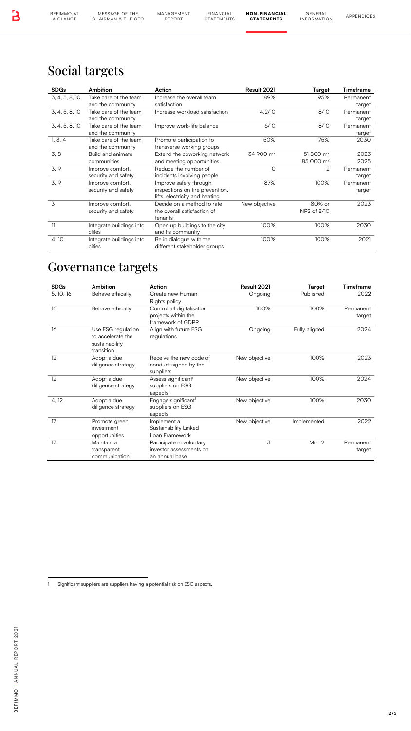# Social targets

| SDGs | Ambition | Action | Result 2021 | Target | Timeframe |
|---|---|---|---|---|---|
| 3, 4, 5, 8, 10 | Take care of the team and the community | Increase the overall team satisfaction | 89% | 95% | Permanent target |
| 3, 4, 5, 8, 10 | Take care of the team and the community | Increase workload satisfaction | 4.2/10 | 8/10 | Permanent target |
| 3, 4, 5, 8, 10 | Take care of the team and the community | Improve work-life balance | 6/10 | 8/10 | Permanent target |
| 1, 3, 4 | Take care of the team and the community | Promote participation to transverse working groups | 50% | 75% | 2030 |
| 3, 8 | Build and animate communities | Extend the coworking network and meeting opportunities | 34 900 m² | 51 800 m²<br>85 000 m² | 2023<br>2025 |
| 3, 9 | Improve comfort, security and safety | Reduce the number of incidents involving people | 0 | 2 | Permanent target |
| 3, 9 | Improve comfort, security and safety | Improve safety through inspections on fire prevention, lifts, electricity and heating | 87% | 100% | Permanent target |
| 3 | Improve comfort, security and safety | Decide on a method to rate the overall satisfaction of tenants | New objective | 80% or NPS of 8/10 | 2023 |
| 11 | Integrate buildings into cities | Open up buildings to the city and its community | 100% | 100% | 2030 |
| 4, 10 | Integrate buildings into cities | Be in dialogue with the different stakeholder groups | 100% | 100% | 2021 |

# Governance targets

| SDGs | Ambition | Action | Result 2021 | Target | Timeframe |
|---|---|---|---|---|---|
| 5, 10, 16 | Behave ethically | Create new Human Rights policy | Ongoing | Published | 2022 |
| 16 | Behave ethically | Control all digitalisation projects within the framework of GDPR | 100% | 100% | Permanent target |
| 16 | Use ESG regulation to accelerate the sustainability transition | Align with future ESG regulations | Ongoing | Fully aligned | 2024 |
| 12 | Adopt a due diligence strategy | Receive the new code of conduct signed by the suppliers | New objective | 100% | 2023 |
| 12 | Adopt a due diligence strategy | Assess significant[1] suppliers on ESG aspects | New objective | 100% | 2024 |
| 4, 12 | Adopt a due diligence strategy | Engage significant[1] suppliers on ESG aspects | New objective | 100% | 2030 |
| 17 | Promote green investment opportunities | Implement a Sustainability Linked Loan Framework | New objective | Implemented | 2022 |
| 17 | Maintain a transparent communication | Participate in voluntary investor assessments on an annual base | 3 | Min. 2 | Permanent target |

1 Significant suppliers are suppliers having a potential risk on ESG aspects.